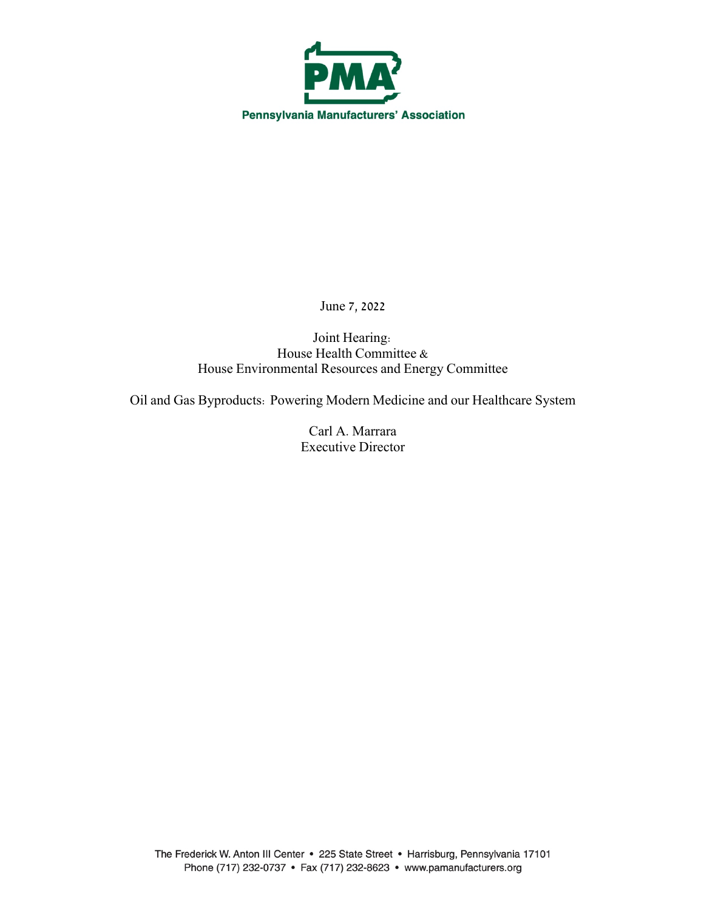PMA

Pennsylvania Manufacturers' Association

June 7, 2022

Joint Hearing:
House Health Committee &
House Environmental Resources and Energy Committee

Oil and Gas Byproducts: Powering Modern Medicine and our Healthcare System

Carl A. Marrara
Executive Director

The Frederick W. Anton III Center • 225 State Street • Harrisburg, Pennsylvania 17101
Phone (717) 232-0737 • Fax (717) 232-8623 • www.pamanufacturers.org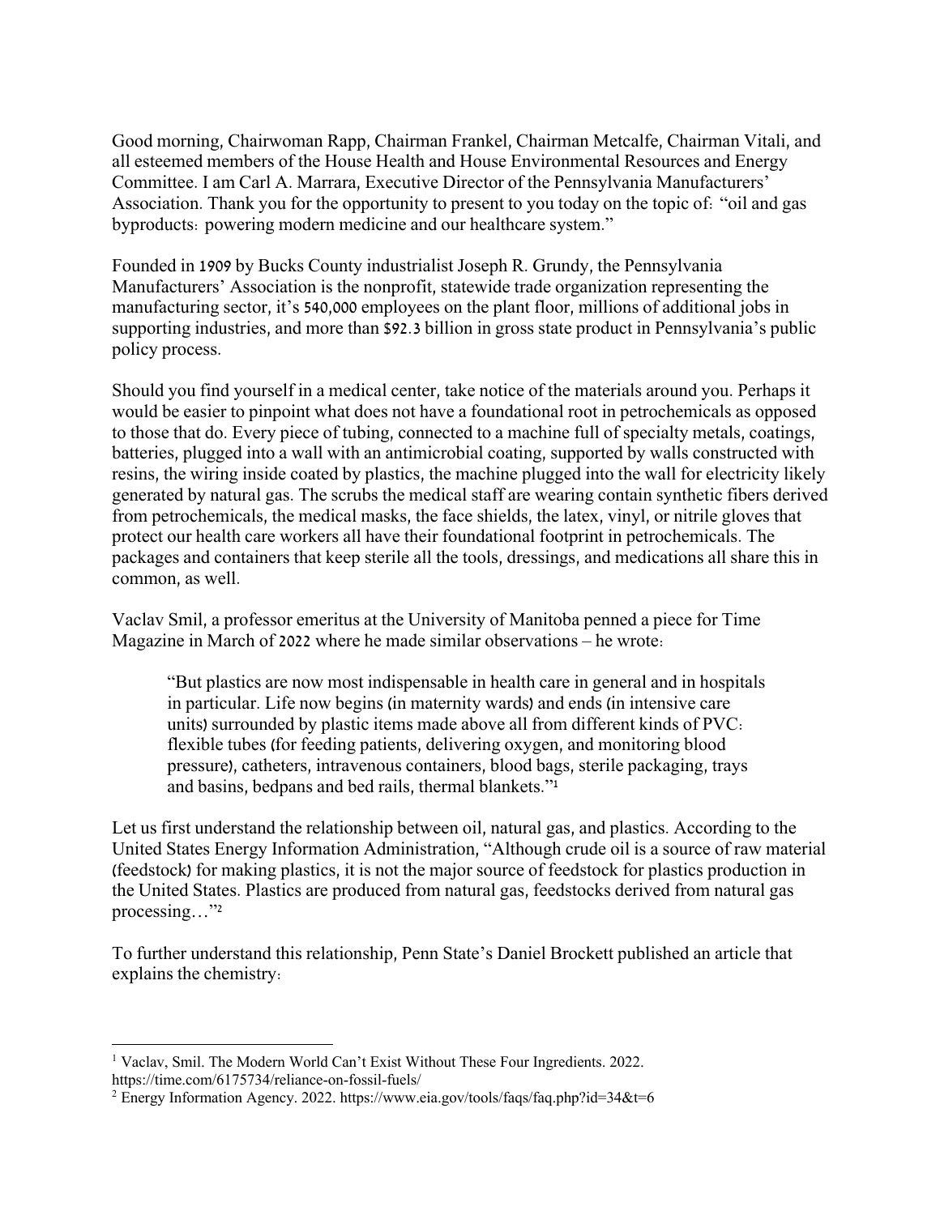Good morning, Chairwoman Rapp, Chairman Frankel, Chairman Metcalfe, Chairman Vitali, and all esteemed members of the House Health and House Environmental Resources and Energy Committee. I am Carl A. Marrara, Executive Director of the Pennsylvania Manufacturers' Association. Thank you for the opportunity to present to you today on the topic of: "oil and gas byproducts: powering modern medicine and our healthcare system."

Founded in 1909 by Bucks County industrialist Joseph R. Grundy, the Pennsylvania Manufacturers' Association is the nonprofit, statewide trade organization representing the manufacturing sector, it's 540,000 employees on the plant floor, millions of additional jobs in supporting industries, and more than $92.3 billion in gross state product in Pennsylvania's public policy process.

Should you find yourself in a medical center, take notice of the materials around you. Perhaps it would be easier to pinpoint what does not have a foundational root in petrochemicals as opposed to those that do. Every piece of tubing, connected to a machine full of specialty metals, coatings, batteries, plugged into a wall with an antimicrobial coating, supported by walls constructed with resins, the wiring inside coated by plastics, the machine plugged into the wall for electricity likely generated by natural gas. The scrubs the medical staff are wearing contain synthetic fibers derived from petrochemicals, the medical masks, the face shields, the latex, vinyl, or nitrile gloves that protect our health care workers all have their foundational footprint in petrochemicals. The packages and containers that keep sterile all the tools, dressings, and medications all share this in common, as well.

Vaclav Smil, a professor emeritus at the University of Manitoba penned a piece for Time Magazine in March of 2022 where he made similar observations – he wrote:

> "But plastics are now most indispensable in health care in general and in hospitals in particular. Life now begins (in maternity wards) and ends (in intensive care units) surrounded by plastic items made above all from different kinds of PVC: flexible tubes (for feeding patients, delivering oxygen, and monitoring blood pressure), catheters, intravenous containers, blood bags, sterile packaging, trays and basins, bedpans and bed rails, thermal blankets."[1]

Let us first understand the relationship between oil, natural gas, and plastics. According to the United States Energy Information Administration, "Although crude oil is a source of raw material (feedstock) for making plastics, it is not the major source of feedstock for plastics production in the United States. Plastics are produced from natural gas, feedstocks derived from natural gas processing…"[2]

To further understand this relationship, Penn State's Daniel Brockett published an article that explains the chemistry:

---

[1] Vaclav, Smil. The Modern World Can't Exist Without These Four Ingredients. 2022. https://time.com/6175734/reliance-on-fossil-fuels/

[2] Energy Information Agency. 2022. https://www.eia.gov/tools/faqs/faq.php?id=34&t=6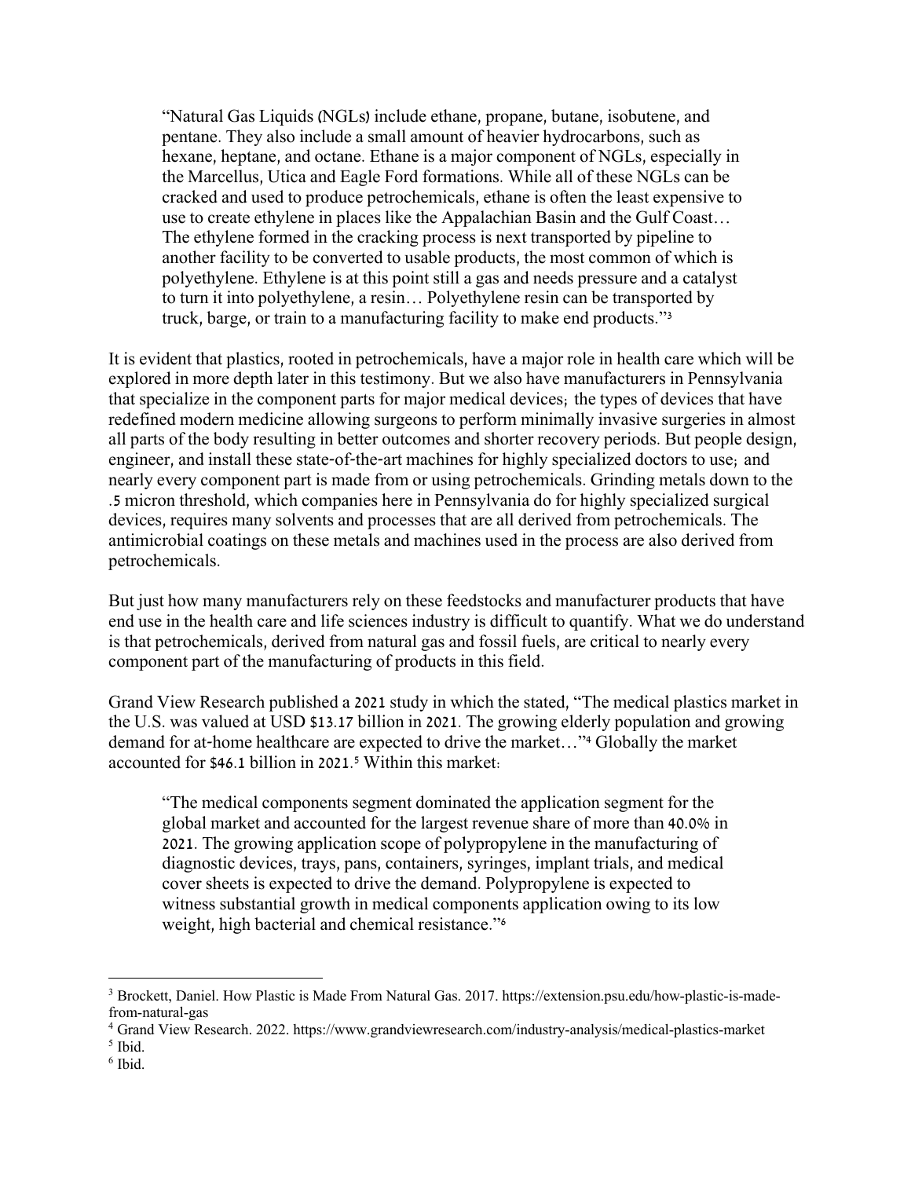> "Natural Gas Liquids (NGLs) include ethane, propane, butane, isobutene, and pentane. They also include a small amount of heavier hydrocarbons, such as hexane, heptane, and octane. Ethane is a major component of NGLs, especially in the Marcellus, Utica and Eagle Ford formations. While all of these NGLs can be cracked and used to produce petrochemicals, ethane is often the least expensive to use to create ethylene in places like the Appalachian Basin and the Gulf Coast… The ethylene formed in the cracking process is next transported by pipeline to another facility to be converted to usable products, the most common of which is polyethylene. Ethylene is at this point still a gas and needs pressure and a catalyst to turn it into polyethylene, a resin… Polyethylene resin can be transported by truck, barge, or train to a manufacturing facility to make end products."[3]

It is evident that plastics, rooted in petrochemicals, have a major role in health care which will be explored in more depth later in this testimony. But we also have manufacturers in Pennsylvania that specialize in the component parts for major medical devices; the types of devices that have redefined modern medicine allowing surgeons to perform minimally invasive surgeries in almost all parts of the body resulting in better outcomes and shorter recovery periods. But people design, engineer, and install these state-of-the-art machines for highly specialized doctors to use; and nearly every component part is made from or using petrochemicals. Grinding metals down to the .5 micron threshold, which companies here in Pennsylvania do for highly specialized surgical devices, requires many solvents and processes that are all derived from petrochemicals. The antimicrobial coatings on these metals and machines used in the process are also derived from petrochemicals.

But just how many manufacturers rely on these feedstocks and manufacturer products that have end use in the health care and life sciences industry is difficult to quantify. What we do understand is that petrochemicals, derived from natural gas and fossil fuels, are critical to nearly every component part of the manufacturing of products in this field.

Grand View Research published a 2021 study in which the stated, "The medical plastics market in the U.S. was valued at USD $13.17 billion in 2021. The growing elderly population and growing demand for at-home healthcare are expected to drive the market…"[4] Globally the market accounted for $46.1 billion in 2021.[5] Within this market:

> "The medical components segment dominated the application segment for the global market and accounted for the largest revenue share of more than 40.0% in 2021. The growing application scope of polypropylene in the manufacturing of diagnostic devices, trays, pans, containers, syringes, implant trials, and medical cover sheets is expected to drive the demand. Polypropylene is expected to witness substantial growth in medical components application owing to its low weight, high bacterial and chemical resistance."[6]

---

[3] Brockett, Daniel. How Plastic is Made From Natural Gas. 2017. https://extension.psu.edu/how-plastic-is-made-from-natural-gas

[4] Grand View Research. 2022. https://www.grandviewresearch.com/industry-analysis/medical-plastics-market

[5] Ibid.

[6] Ibid.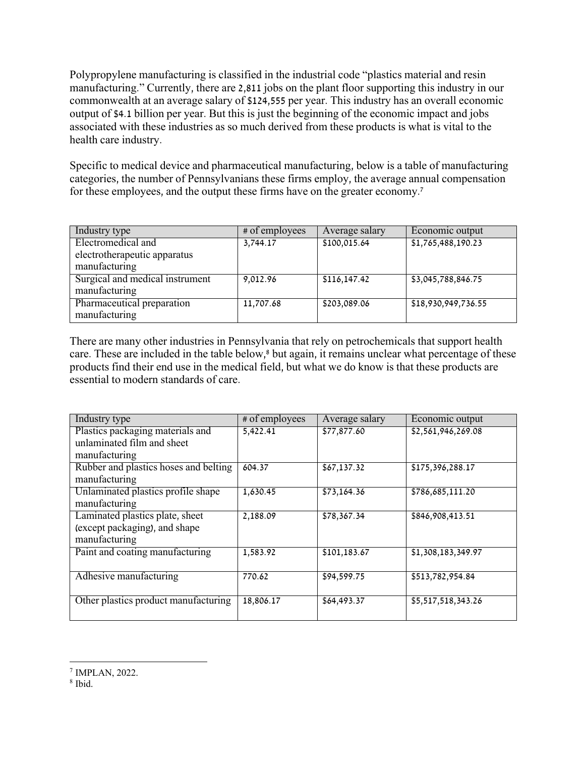Polypropylene manufacturing is classified in the industrial code "plastics material and resin manufacturing." Currently, there are 2,811 jobs on the plant floor supporting this industry in our commonwealth at an average salary of $124,555 per year. This industry has an overall economic output of $4.1 billion per year. But this is just the beginning of the economic impact and jobs associated with these industries as so much derived from these products is what is vital to the health care industry.

Specific to medical device and pharmaceutical manufacturing, below is a table of manufacturing categories, the number of Pennsylvanians these firms employ, the average annual compensation for these employees, and the output these firms have on the greater economy.[7]

| Industry type | # of employees | Average salary | Economic output |
|---|---|---|---|
| Electromedical and electrotherapeutic apparatus manufacturing | 3,744.17 | $100,015.64 | $1,765,488,190.23 |
| Surgical and medical instrument manufacturing | 9,012.96 | $116,147.42 | $3,045,788,846.75 |
| Pharmaceutical preparation manufacturing | 11,707.68 | $203,089.06 | $18,930,949,736.55 |

There are many other industries in Pennsylvania that rely on petrochemicals that support health care. These are included in the table below,[8] but again, it remains unclear what percentage of these products find their end use in the medical field, but what we do know is that these products are essential to modern standards of care.

| Industry type | # of employees | Average salary | Economic output |
|---|---|---|---|
| Plastics packaging materials and unlaminated film and sheet manufacturing | 5,422.41 | $77,877.60 | $2,561,946,269.08 |
| Rubber and plastics hoses and belting manufacturing | 604.37 | $67,137.32 | $175,396,288.17 |
| Unlaminated plastics profile shape manufacturing | 1,630.45 | $73,164.36 | $786,685,111.20 |
| Laminated plastics plate, sheet (except packaging), and shape manufacturing | 2,188.09 | $78,367.34 | $846,908,413.51 |
| Paint and coating manufacturing | 1,583.92 | $101,183.67 | $1,308,183,349.97 |
| Adhesive manufacturing | 770.62 | $94,599.75 | $513,782,954.84 |
| Other plastics product manufacturing | 18,806.17 | $64,493.37 | $5,517,518,343.26 |

[7] IMPLAN, 2022.

[8] Ibid.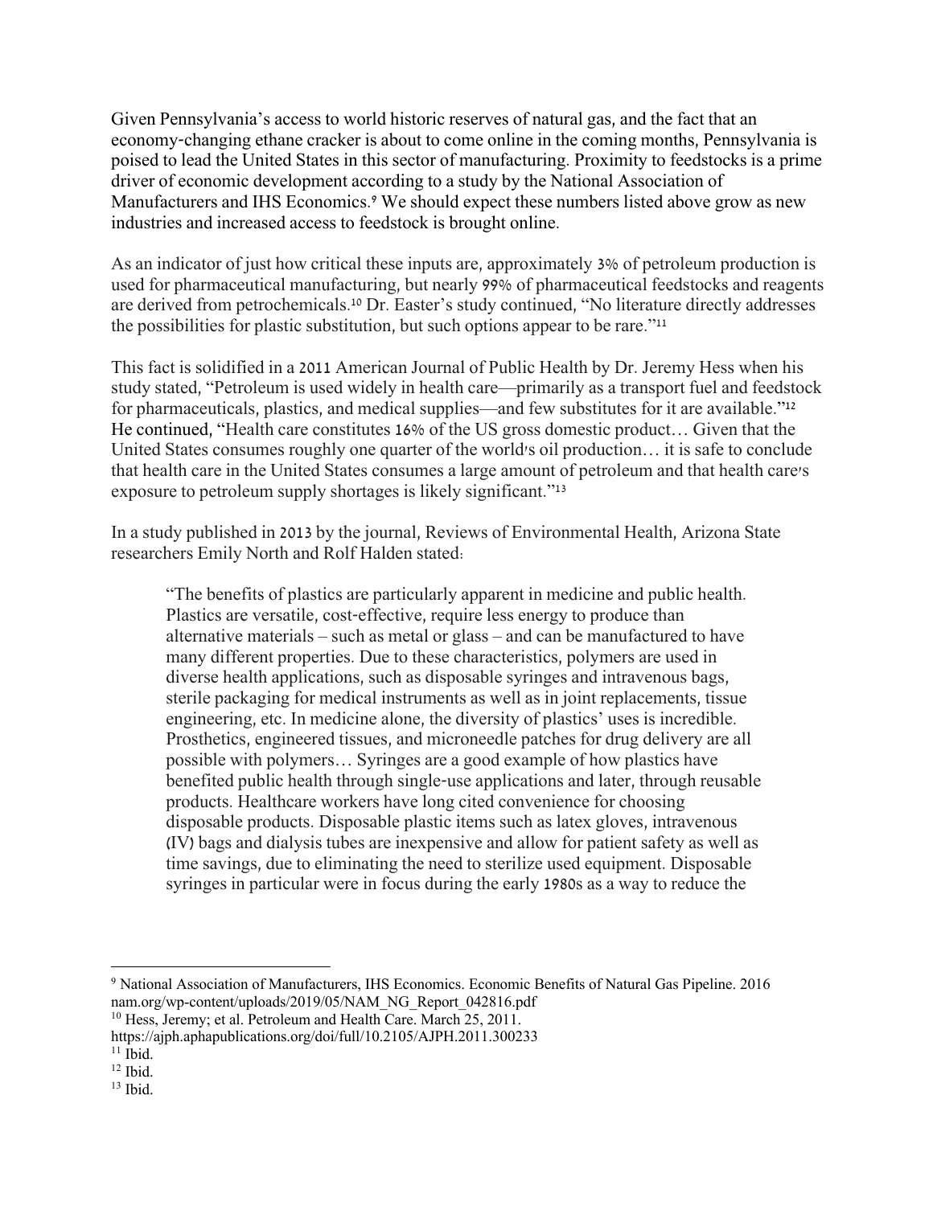Given Pennsylvania's access to world historic reserves of natural gas, and the fact that an economy-changing ethane cracker is about to come online in the coming months, Pennsylvania is poised to lead the United States in this sector of manufacturing. Proximity to feedstocks is a prime driver of economic development according to a study by the National Association of Manufacturers and IHS Economics.[9] We should expect these numbers listed above grow as new industries and increased access to feedstock is brought online.

As an indicator of just how critical these inputs are, approximately 3% of petroleum production is used for pharmaceutical manufacturing, but nearly 99% of pharmaceutical feedstocks and reagents are derived from petrochemicals.[10] Dr. Easter's study continued, "No literature directly addresses the possibilities for plastic substitution, but such options appear to be rare."[11]

This fact is solidified in a 2011 American Journal of Public Health by Dr. Jeremy Hess when his study stated, "Petroleum is used widely in health care—primarily as a transport fuel and feedstock for pharmaceuticals, plastics, and medical supplies—and few substitutes for it are available."[12] He continued, "Health care constitutes 16% of the US gross domestic product… Given that the United States consumes roughly one quarter of the world's oil production… it is safe to conclude that health care in the United States consumes a large amount of petroleum and that health care's exposure to petroleum supply shortages is likely significant."[13]

In a study published in 2013 by the journal, Reviews of Environmental Health, Arizona State researchers Emily North and Rolf Halden stated:

> "The benefits of plastics are particularly apparent in medicine and public health. Plastics are versatile, cost-effective, require less energy to produce than alternative materials – such as metal or glass – and can be manufactured to have many different properties. Due to these characteristics, polymers are used in diverse health applications, such as disposable syringes and intravenous bags, sterile packaging for medical instruments as well as in joint replacements, tissue engineering, etc. In medicine alone, the diversity of plastics' uses is incredible. Prosthetics, engineered tissues, and microneedle patches for drug delivery are all possible with polymers… Syringes are a good example of how plastics have benefited public health through single-use applications and later, through reusable products. Healthcare workers have long cited convenience for choosing disposable products. Disposable plastic items such as latex gloves, intravenous (IV) bags and dialysis tubes are inexpensive and allow for patient safety as well as time savings, due to eliminating the need to sterilize used equipment. Disposable syringes in particular were in focus during the early 1980s as a way to reduce the

---

[9] National Association of Manufacturers, IHS Economics. Economic Benefits of Natural Gas Pipeline. 2016 nam.org/wp-content/uploads/2019/05/NAM_NG_Report_042816.pdf

[10] Hess, Jeremy; et al. Petroleum and Health Care. March 25, 2011. https://ajph.aphapublications.org/doi/full/10.2105/AJPH.2011.300233

[11] Ibid.

[12] Ibid.

[13] Ibid.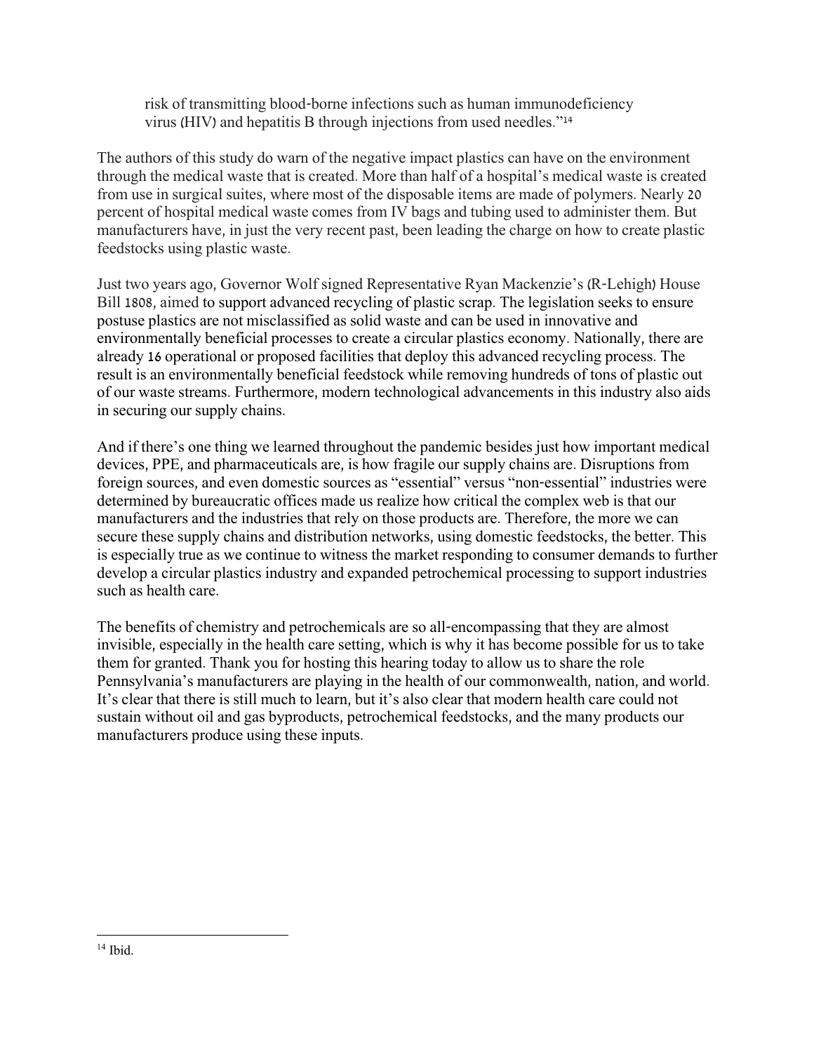risk of transmitting blood-borne infections such as human immunodeficiency virus (HIV) and hepatitis B through injections from used needles."[14]

The authors of this study do warn of the negative impact plastics can have on the environment through the medical waste that is created. More than half of a hospital's medical waste is created from use in surgical suites, where most of the disposable items are made of polymers. Nearly 20 percent of hospital medical waste comes from IV bags and tubing used to administer them. But manufacturers have, in just the very recent past, been leading the charge on how to create plastic feedstocks using plastic waste.

Just two years ago, Governor Wolf signed Representative Ryan Mackenzie's (R-Lehigh) House Bill 1808, aimed to support advanced recycling of plastic scrap. The legislation seeks to ensure postuse plastics are not misclassified as solid waste and can be used in innovative and environmentally beneficial processes to create a circular plastics economy. Nationally, there are already 16 operational or proposed facilities that deploy this advanced recycling process. The result is an environmentally beneficial feedstock while removing hundreds of tons of plastic out of our waste streams. Furthermore, modern technological advancements in this industry also aids in securing our supply chains.

And if there's one thing we learned throughout the pandemic besides just how important medical devices, PPE, and pharmaceuticals are, is how fragile our supply chains are. Disruptions from foreign sources, and even domestic sources as "essential" versus "non-essential" industries were determined by bureaucratic offices made us realize how critical the complex web is that our manufacturers and the industries that rely on those products are. Therefore, the more we can secure these supply chains and distribution networks, using domestic feedstocks, the better. This is especially true as we continue to witness the market responding to consumer demands to further develop a circular plastics industry and expanded petrochemical processing to support industries such as health care.

The benefits of chemistry and petrochemicals are so all-encompassing that they are almost invisible, especially in the health care setting, which is why it has become possible for us to take them for granted. Thank you for hosting this hearing today to allow us to share the role Pennsylvania's manufacturers are playing in the health of our commonwealth, nation, and world. It's clear that there is still much to learn, but it's also clear that modern health care could not sustain without oil and gas byproducts, petrochemical feedstocks, and the many products our manufacturers produce using these inputs.

---

[14] Ibid.